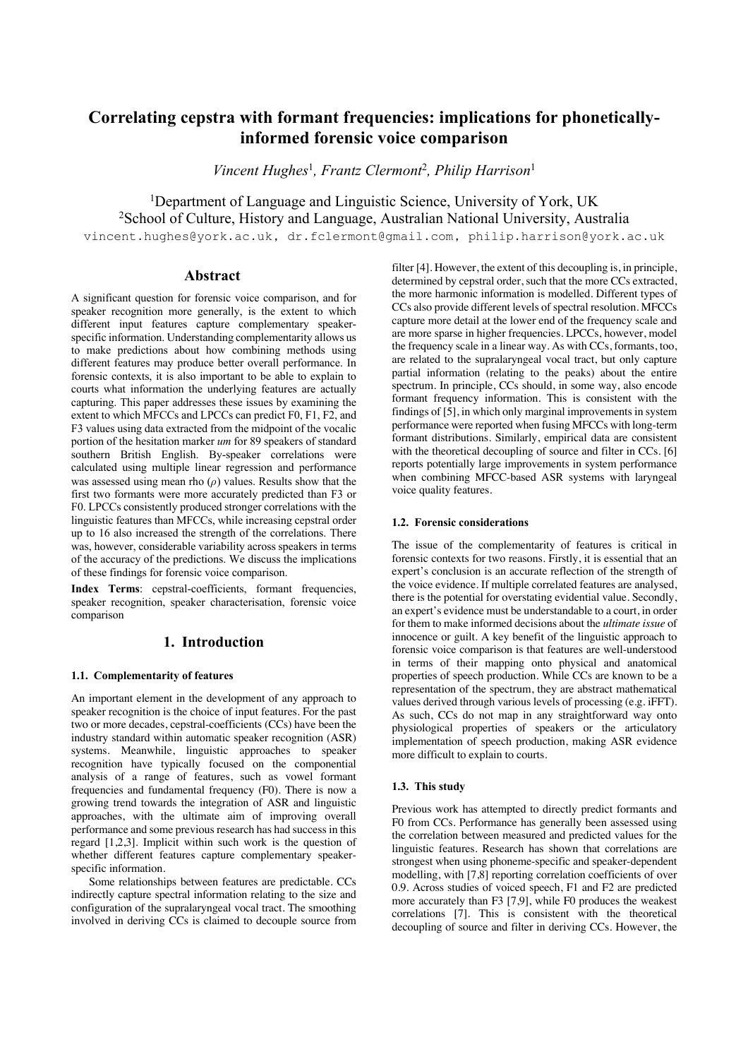# Correlating cepstra with formant frequencies: implications for phonetically-informed forensic voice comparison

*Vincent Hughes*[1], *Frantz Clermont*[2], *Philip Harrison*[1]

[1]Department of Language and Linguistic Science, University of York, UK
[2]School of Culture, History and Language, Australian National University, Australia

vincent.hughes@york.ac.uk, dr.fclermont@gmail.com, philip.harrison@york.ac.uk

## Abstract

A significant question for forensic voice comparison, and for speaker recognition more generally, is the extent to which different input features capture complementary speaker-specific information. Understanding complementarity allows us to make predictions about how combining methods using different features may produce better overall performance. In forensic contexts, it is also important to be able to explain to courts what information the underlying features are actually capturing. This paper addresses these issues by examining the extent to which MFCCs and LPCCs can predict F0, F1, F2, and F3 values using data extracted from the midpoint of the vocalic portion of the hesitation marker *um* for 89 speakers of standard southern British English. By-speaker correlations were calculated using multiple linear regression and performance was assessed using mean rho ($\rho$) values. Results show that the first two formants were more accurately predicted than F3 or F0. LPCCs consistently produced stronger correlations with the linguistic features than MFCCs, while increasing cepstral order up to 16 also increased the strength of the correlations. There was, however, considerable variability across speakers in terms of the accuracy of the predictions. We discuss the implications of these findings for forensic voice comparison.

**Index Terms**: cepstral-coefficients, formant frequencies, speaker recognition, speaker characterisation, forensic voice comparison

## 1. Introduction

### 1.1. Complementarity of features

An important element in the development of any approach to speaker recognition is the choice of input features. For the past two or more decades, cepstral-coefficients (CCs) have been the industry standard within automatic speaker recognition (ASR) systems. Meanwhile, linguistic approaches to speaker recognition have typically focused on the componential analysis of a range of features, such as vowel formant frequencies and fundamental frequency (F0). There is now a growing trend towards the integration of ASR and linguistic approaches, with the ultimate aim of improving overall performance and some previous research has had success in this regard [1,2,3]. Implicit within such work is the question of whether different features capture complementary speaker-specific information.

Some relationships between features are predictable. CCs indirectly capture spectral information relating to the size and configuration of the supralaryngeal vocal tract. The smoothing involved in deriving CCs is claimed to decouple source from filter [4]. However, the extent of this decoupling is, in principle, determined by cepstral order, such that the more CCs extracted, the more harmonic information is modelled. Different types of CCs also provide different levels of spectral resolution. MFCCs capture more detail at the lower end of the frequency scale and are more sparse in higher frequencies. LPCCs, however, model the frequency scale in a linear way. As with CCs, formants, too, are related to the supralaryngeal vocal tract, but only capture partial information (relating to the peaks) about the entire spectrum. In principle, CCs should, in some way, also encode formant frequency information. This is consistent with the findings of [5], in which only marginal improvements in system performance were reported when fusing MFCCs with long-term formant distributions. Similarly, empirical data are consistent with the theoretical decoupling of source and filter in CCs. [6] reports potentially large improvements in system performance when combining MFCC-based ASR systems with laryngeal voice quality features.

### 1.2. Forensic considerations

The issue of the complementarity of features is critical in forensic contexts for two reasons. Firstly, it is essential that an expert's conclusion is an accurate reflection of the strength of the voice evidence. If multiple correlated features are analysed, there is the potential for overstating evidential value. Secondly, an expert's evidence must be understandable to a court, in order for them to make informed decisions about the *ultimate issue* of innocence or guilt. A key benefit of the linguistic approach to forensic voice comparison is that features are well-understood in terms of their mapping onto physical and anatomical properties of speech production. While CCs are known to be a representation of the spectrum, they are abstract mathematical values derived through various levels of processing (e.g. iFFT). As such, CCs do not map in any straightforward way onto physiological properties of speakers or the articulatory implementation of speech production, making ASR evidence more difficult to explain to courts.

### 1.3. This study

Previous work has attempted to directly predict formants and F0 from CCs. Performance has generally been assessed using the correlation between measured and predicted values for the linguistic features. Research has shown that correlations are strongest when using phoneme-specific and speaker-dependent modelling, with [7,8] reporting correlation coefficients of over 0.9. Across studies of voiced speech, F1 and F2 are predicted more accurately than F3 [7,9], while F0 produces the weakest correlations [7]. This is consistent with the theoretical decoupling of source and filter in deriving CCs. However, the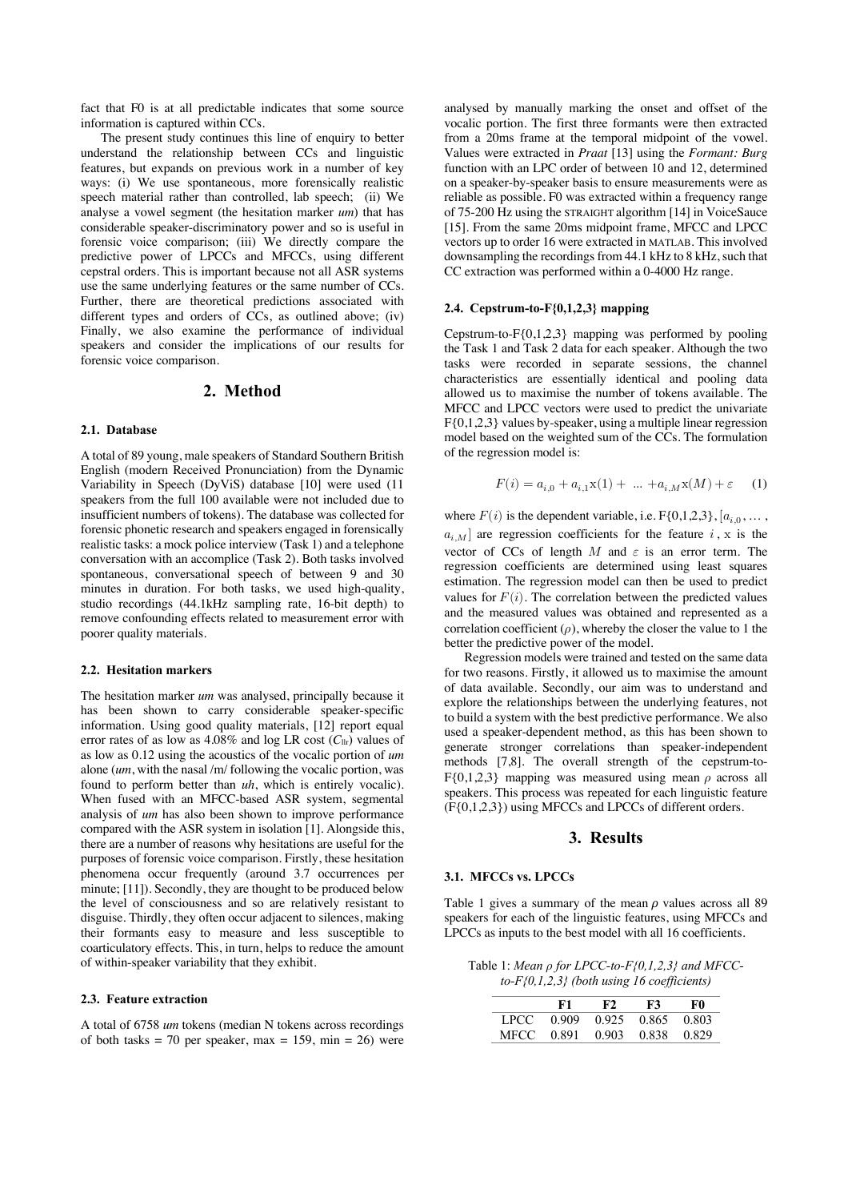fact that F0 is at all predictable indicates that some source information is captured within CCs.

The present study continues this line of enquiry to better understand the relationship between CCs and linguistic features, but expands on previous work in a number of key ways: (i) We use spontaneous, more forensically realistic speech material rather than controlled, lab speech; (ii) We analyse a vowel segment (the hesitation marker *um*) that has considerable speaker-discriminatory power and so is useful in forensic voice comparison; (iii) We directly compare the predictive power of LPCCs and MFCCs, using different cepstral orders. This is important because not all ASR systems use the same underlying features or the same number of CCs. Further, there are theoretical predictions associated with different types and orders of CCs, as outlined above; (iv) Finally, we also examine the performance of individual speakers and consider the implications of our results for forensic voice comparison.

## 2. Method

### 2.1. Database

A total of 89 young, male speakers of Standard Southern British English (modern Received Pronunciation) from the Dynamic Variability in Speech (DyViS) database [10] were used (11 speakers from the full 100 available were not included due to insufficient numbers of tokens). The database was collected for forensic phonetic research and speakers engaged in forensically realistic tasks: a mock police interview (Task 1) and a telephone conversation with an accomplice (Task 2). Both tasks involved spontaneous, conversational speech of between 9 and 30 minutes in duration. For both tasks, we used high-quality, studio recordings (44.1kHz sampling rate, 16-bit depth) to remove confounding effects related to measurement error with poorer quality materials.

### 2.2. Hesitation markers

The hesitation marker *um* was analysed, principally because it has been shown to carry considerable speaker-specific information. Using good quality materials, [12] report equal error rates of as low as 4.08% and log LR cost ($C_{llr}$) values of as low as 0.12 using the acoustics of the vocalic portion of *um* alone (*um*, with the nasal /m/ following the vocalic portion, was found to perform better than *uh*, which is entirely vocalic). When fused with an MFCC-based ASR system, segmental analysis of *um* has also been shown to improve performance compared with the ASR system in isolation [1]. Alongside this, there are a number of reasons why hesitations are useful for the purposes of forensic voice comparison. Firstly, these hesitation phenomena occur frequently (around 3.7 occurrences per minute; [11]). Secondly, they are thought to be produced below the level of consciousness and so are relatively resistant to disguise. Thirdly, they often occur adjacent to silences, making their formants easy to measure and less susceptible to coarticulatory effects. This, in turn, helps to reduce the amount of within-speaker variability that they exhibit.

### 2.3. Feature extraction

A total of 6758 *um* tokens (median N tokens across recordings of both tasks = 70 per speaker, max = 159, min = 26) were analysed by manually marking the onset and offset of the vocalic portion. The first three formants were then extracted from a 20ms frame at the temporal midpoint of the vowel. Values were extracted in *Praat* [13] using the *Formant: Burg* function with an LPC order of between 10 and 12, determined on a speaker-by-speaker basis to ensure measurements were as reliable as possible. F0 was extracted within a frequency range of 75-200 Hz using the STRAIGHT algorithm [14] in VoiceSauce [15]. From the same 20ms midpoint frame, MFCC and LPCC vectors up to order 16 were extracted in MATLAB. This involved downsampling the recordings from 44.1 kHz to 8 kHz, such that CC extraction was performed within a 0-4000 Hz range.

### 2.4. Cepstrum-to-F{0,1,2,3} mapping

Cepstrum-to-F{0,1,2,3} mapping was performed by pooling the Task 1 and Task 2 data for each speaker. Although the two tasks were recorded in separate sessions, the channel characteristics are essentially identical and pooling data allowed us to maximise the number of tokens available. The MFCC and LPCC vectors were used to predict the univariate F{0,1,2,3} values by-speaker, using a multiple linear regression model based on the weighted sum of the CCs. The formulation of the regression model is:

$$F(i) = a_{i,0} + a_{i,1}\mathrm{x}(1) + \ ... \ + a_{i,M}\mathrm{x}(M) + \varepsilon \quad (1)$$

where $F(i)$ is the dependent variable, i.e. F{0,1,2,3}, $[a_{i,0}, \dots, a_{i,M}]$ are regression coefficients for the feature $i$, $\mathrm{x}$ is the vector of CCs of length $M$ and $\varepsilon$ is an error term. The regression coefficients are determined using least squares estimation. The regression model can then be used to predict values for $F(i)$. The correlation between the predicted values and the measured values was obtained and represented as a correlation coefficient ($\rho$), whereby the closer the value to 1 the better the predictive power of the model.

Regression models were trained and tested on the same data for two reasons. Firstly, it allowed us to maximise the amount of data available. Secondly, our aim was to understand and explore the relationships between the underlying features, not to build a system with the best predictive performance. We also used a speaker-dependent method, as this has been shown to generate stronger correlations than speaker-independent methods [7,8]. The overall strength of the cepstrum-to-F{0,1,2,3} mapping was measured using mean $\rho$ across all speakers. This process was repeated for each linguistic feature (F{0,1,2,3}) using MFCCs and LPCCs of different orders.

## 3. Results

### 3.1. MFCCs vs. LPCCs

Table 1 gives a summary of the mean $\rho$ values across all 89 speakers for each of the linguistic features, using MFCCs and LPCCs as inputs to the best model with all 16 coefficients.

Table 1: *Mean $\rho$ for LPCC-to-F{0,1,2,3} and MFCC-to-F{0,1,2,3} (both using 16 coefficients)*

| | F1 | F2 | F3 | F0 |
|---|---|---|---|---|
| LPCC | 0.909 | 0.925 | 0.865 | 0.803 |
| MFCC | 0.891 | 0.903 | 0.838 | 0.829 |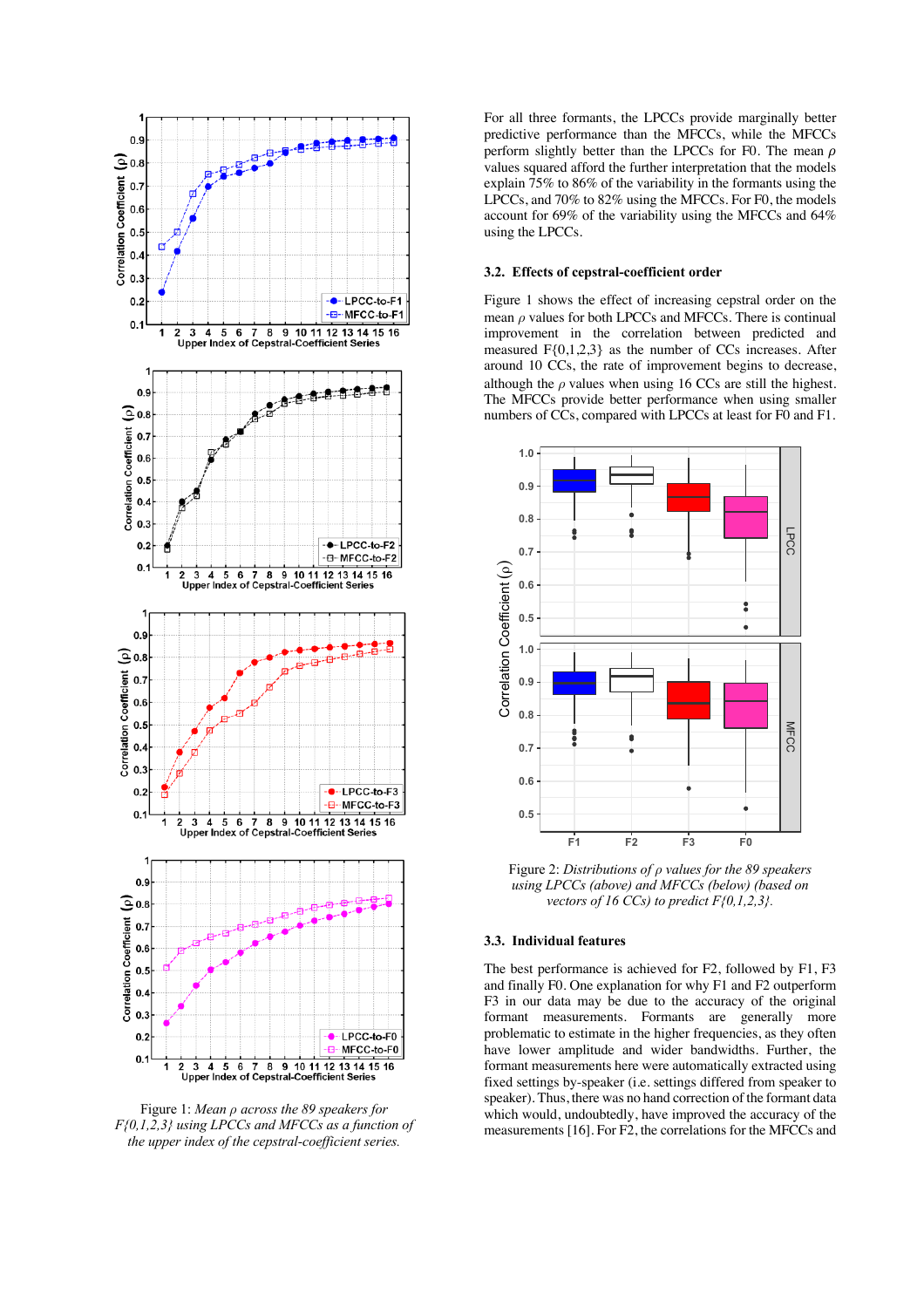Figure 1: *Mean ρ across the 89 speakers for F{0,1,2,3} using LPCCs and MFCCs as a function of the upper index of the cepstral-coefficient series.*

For all three formants, the LPCCs provide marginally better predictive performance than the MFCCs, while the MFCCs perform slightly better than the LPCCs for F0. The mean $\rho$ values squared afford the further interpretation that the models explain 75% to 86% of the variability in the formants using the LPCCs, and 70% to 82% using the MFCCs. For F0, the models account for 69% of the variability using the MFCCs and 64% using the LPCCs.

### 3.2. Effects of cepstral-coefficient order

Figure 1 shows the effect of increasing cepstral order on the mean $\rho$ values for both LPCCs and MFCCs. There is continual improvement in the correlation between predicted and measured F{0,1,2,3} as the number of CCs increases. After around 10 CCs, the rate of improvement begins to decrease, although the $\rho$ values when using 16 CCs are still the highest. The MFCCs provide better performance when using smaller numbers of CCs, compared with LPCCs at least for F0 and F1.

Figure 2: *Distributions of ρ values for the 89 speakers using LPCCs (above) and MFCCs (below) (based on vectors of 16 CCs) to predict F{0,1,2,3}.*

### 3.3. Individual features

The best performance is achieved for F2, followed by F1, F3 and finally F0. One explanation for why F1 and F2 outperform F3 in our data may be due to the accuracy of the original formant measurements. Formants are generally more problematic to estimate in the higher frequencies, as they often have lower amplitude and wider bandwidths. Further, the formant measurements here were automatically extracted using fixed settings by-speaker (i.e. settings differed from speaker to speaker). Thus, there was no hand correction of the formant data which would, undoubtedly, have improved the accuracy of the measurements [16]. For F2, the correlations for the MFCCs and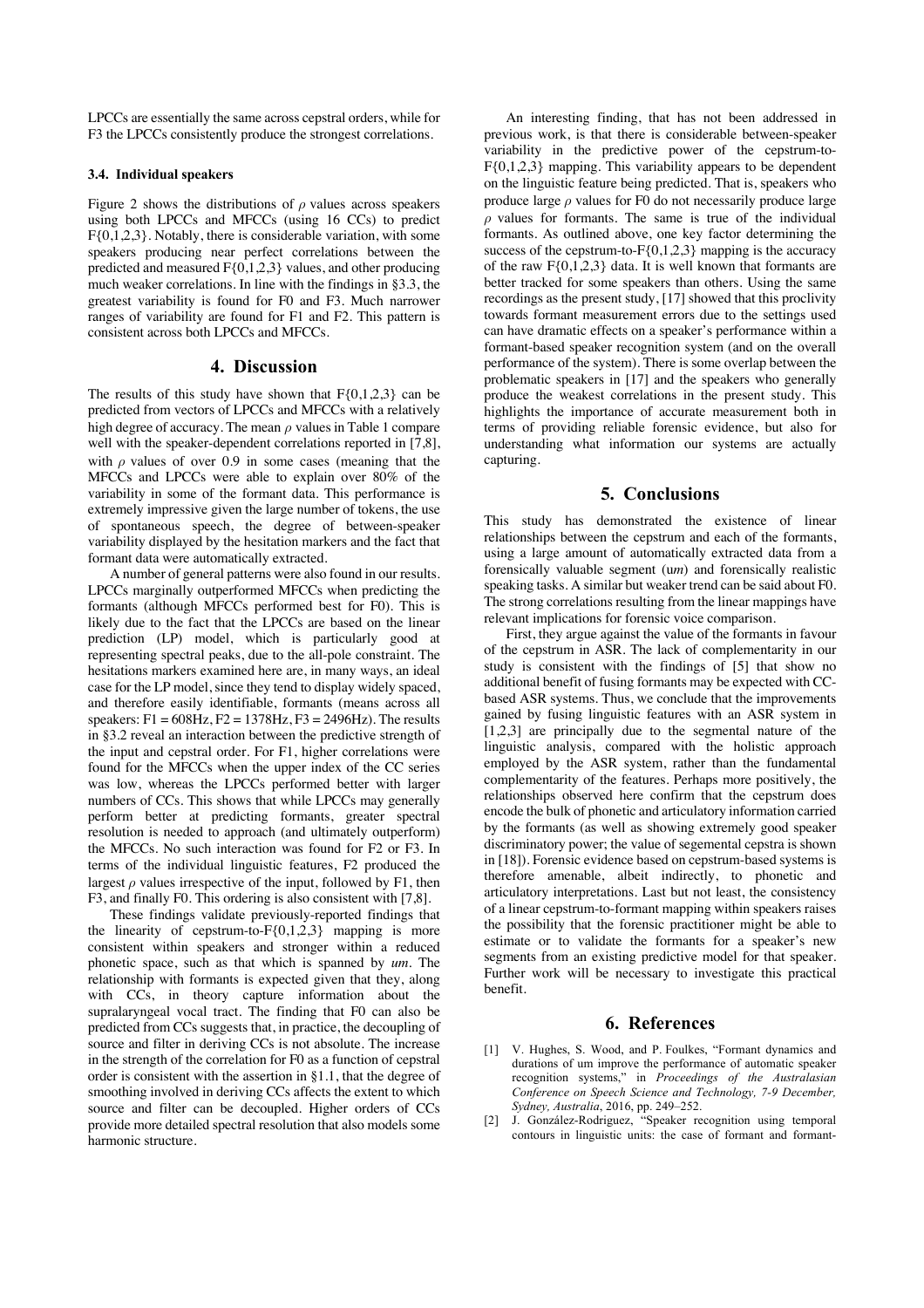LPCCs are essentially the same across cepstral orders, while for F3 the LPCCs consistently produce the strongest correlations.

### 3.4. Individual speakers

Figure 2 shows the distributions of $\rho$ values across speakers using both LPCCs and MFCCs (using 16 CCs) to predict F{0,1,2,3}. Notably, there is considerable variation, with some speakers producing near perfect correlations between the predicted and measured F{0,1,2,3} values, and other producing much weaker correlations. In line with the findings in §3.3, the greatest variability is found for F0 and F3. Much narrower ranges of variability are found for F1 and F2. This pattern is consistent across both LPCCs and MFCCs.

## 4. Discussion

The results of this study have shown that F{0,1,2,3} can be predicted from vectors of LPCCs and MFCCs with a relatively high degree of accuracy. The mean $\rho$ values in Table 1 compare well with the speaker-dependent correlations reported in [7,8], with $\rho$ values of over 0.9 in some cases (meaning that the MFCCs and LPCCs were able to explain over 80% of the variability in some of the formant data. This performance is extremely impressive given the large number of tokens, the use of spontaneous speech, the degree of between-speaker variability displayed by the hesitation markers and the fact that formant data were automatically extracted.

A number of general patterns were also found in our results. LPCCs marginally outperformed MFCCs when predicting the formants (although MFCCs performed best for F0). This is likely due to the fact that the LPCCs are based on the linear prediction (LP) model, which is particularly good at representing spectral peaks, due to the all-pole constraint. The hesitations markers examined here are, in many ways, an ideal case for the LP model, since they tend to display widely spaced, and therefore easily identifiable, formants (means across all speakers: F1 = 608Hz, F2 = 1378Hz, F3 = 2496Hz). The results in §3.2 reveal an interaction between the predictive strength of the input and cepstral order. For F1, higher correlations were found for the MFCCs when the upper index of the CC series was low, whereas the LPCCs performed better with larger numbers of CCs. This shows that while LPCCs may generally perform better at predicting formants, greater spectral resolution is needed to approach (and ultimately outperform) the MFCCs. No such interaction was found for F2 or F3. In terms of the individual linguistic features, F2 produced the largest $\rho$ values irrespective of the input, followed by F1, then F3, and finally F0. This ordering is also consistent with [7,8].

These findings validate previously-reported findings that the linearity of cepstrum-to-F{0,1,2,3} mapping is more consistent within speakers and stronger within a reduced phonetic space, such as that which is spanned by *um*. The relationship with formants is expected given that they, along with CCs, in theory capture information about the supralaryngeal vocal tract. The finding that F0 can also be predicted from CCs suggests that, in practice, the decoupling of source and filter in deriving CCs is not absolute. The increase in the strength of the correlation for F0 as a function of cepstral order is consistent with the assertion in §1.1, that the degree of smoothing involved in deriving CCs affects the extent to which source and filter can be decoupled. Higher orders of CCs provide more detailed spectral resolution that also models some harmonic structure.

An interesting finding, that has not been addressed in previous work, is that there is considerable between-speaker variability in the predictive power of the cepstrum-to-F{0,1,2,3} mapping. This variability appears to be dependent on the linguistic feature being predicted. That is, speakers who produce large $\rho$ values for F0 do not necessarily produce large $\rho$ values for formants. The same is true of the individual formants. As outlined above, one key factor determining the success of the cepstrum-to-F{0,1,2,3} mapping is the accuracy of the raw F{0,1,2,3} data. It is well known that formants are better tracked for some speakers than others. Using the same recordings as the present study, [17] showed that this proclivity towards formant measurement errors due to the settings used can have dramatic effects on a speaker's performance within a formant-based speaker recognition system (and on the overall performance of the system). There is some overlap between the problematic speakers in [17] and the speakers who generally produce the weakest correlations in the present study. This highlights the importance of accurate measurement both in terms of providing reliable forensic evidence, but also for understanding what information our systems are actually capturing.

## 5. Conclusions

This study has demonstrated the existence of linear relationships between the cepstrum and each of the formants, using a large amount of automatically extracted data from a forensically valuable segment (u*m*) and forensically realistic speaking tasks. A similar but weaker trend can be said about F0. The strong correlations resulting from the linear mappings have relevant implications for forensic voice comparison.

First, they argue against the value of the formants in favour of the cepstrum in ASR. The lack of complementarity in our study is consistent with the findings of [5] that show no additional benefit of fusing formants may be expected with CC-based ASR systems. Thus, we conclude that the improvements gained by fusing linguistic features with an ASR system in [1,2,3] are principally due to the segmental nature of the linguistic analysis, compared with the holistic approach employed by the ASR system, rather than the fundamental complementarity of the features. Perhaps more positively, the relationships observed here confirm that the cepstrum does encode the bulk of phonetic and articulatory information carried by the formants (as well as showing extremely good speaker discriminatory power; the value of segemental cepstra is shown in [18]). Forensic evidence based on cepstrum-based systems is therefore amenable, albeit indirectly, to phonetic and articulatory interpretations. Last but not least, the consistency of a linear cepstrum-to-formant mapping within speakers raises the possibility that the forensic practitioner might be able to estimate or to validate the formants for a speaker's new segments from an existing predictive model for that speaker. Further work will be necessary to investigate this practical benefit.

## 6. References

[1] V. Hughes, S. Wood, and P. Foulkes, "Formant dynamics and durations of um improve the performance of automatic speaker recognition systems," in *Proceedings of the Australasian Conference on Speech Science and Technology, 7-9 December, Sydney, Australia*, 2016, pp. 249–252.

[2] J. González-Rodriguez, "Speaker recognition using temporal contours in linguistic units: the case of formant and formant-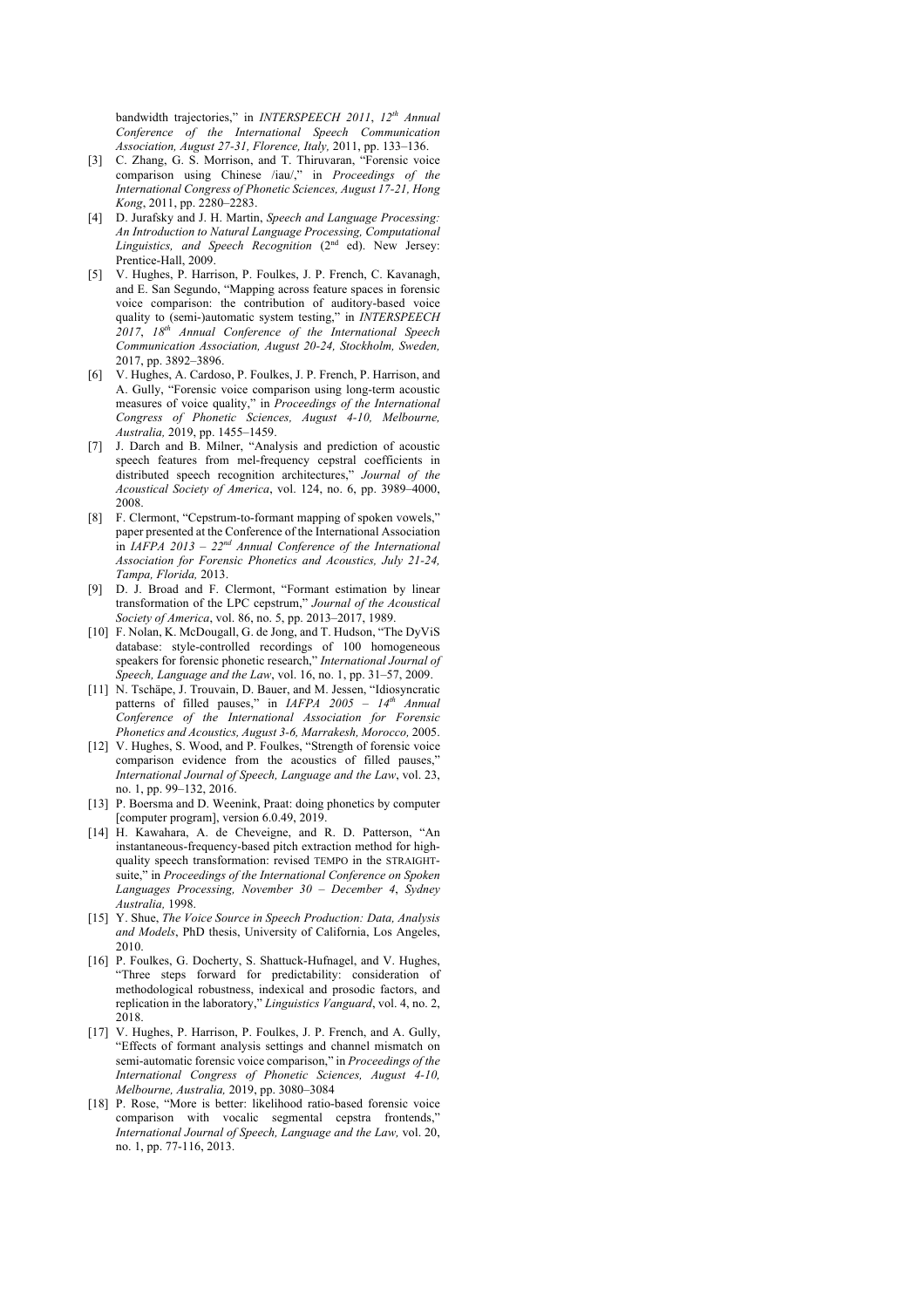bandwidth trajectories," in *INTERSPEECH 2011, 12th Annual Conference of the International Speech Communication Association, August 27-31, Florence, Italy,* 2011, pp. 133–136.

[3] C. Zhang, G. S. Morrison, and T. Thiruvaran, "Forensic voice comparison using Chinese /iau/," in *Proceedings of the International Congress of Phonetic Sciences, August 17-21, Hong Kong*, 2011, pp. 2280–2283.

[4] D. Jurafsky and J. H. Martin, *Speech and Language Processing: An Introduction to Natural Language Processing, Computational Linguistics, and Speech Recognition* (2nd ed). New Jersey: Prentice-Hall, 2009.

[5] V. Hughes, P. Harrison, P. Foulkes, J. P. French, C. Kavanagh, and E. San Segundo, "Mapping across feature spaces in forensic voice comparison: the contribution of auditory-based voice quality to (semi-)automatic system testing," in *INTERSPEECH 2017, 18th Annual Conference of the International Speech Communication Association, August 20-24, Stockholm, Sweden,* 2017, pp. 3892–3896.

[6] V. Hughes, A. Cardoso, P. Foulkes, J. P. French, P. Harrison, and A. Gully, "Forensic voice comparison using long-term acoustic measures of voice quality," in *Proceedings of the International Congress of Phonetic Sciences, August 4-10, Melbourne, Australia,* 2019, pp. 1455–1459.

[7] J. Darch and B. Milner, "Analysis and prediction of acoustic speech features from mel-frequency cepstral coefficients in distributed speech recognition architectures," *Journal of the Acoustical Society of America*, vol. 124, no. 6, pp. 3989–4000, 2008.

[8] F. Clermont, "Cepstrum-to-formant mapping of spoken vowels," paper presented at the Conference of the International Association in *IAFPA 2013 – 22nd Annual Conference of the International Association for Forensic Phonetics and Acoustics, July 21-24, Tampa, Florida,* 2013.

[9] D. J. Broad and F. Clermont, "Formant estimation by linear transformation of the LPC cepstrum," *Journal of the Acoustical Society of America*, vol. 86, no. 5, pp. 2013–2017, 1989.

[10] F. Nolan, K. McDougall, G. de Jong, and T. Hudson, "The DyViS database: style-controlled recordings of 100 homogeneous speakers for forensic phonetic research," *International Journal of Speech, Language and the Law*, vol. 16, no. 1, pp. 31–57, 2009.

[11] N. Tschäpe, J. Trouvain, D. Bauer, and M. Jessen, "Idiosyncratic patterns of filled pauses," in *IAFPA 2005 – 14th Annual Conference of the International Association for Forensic Phonetics and Acoustics, August 3-6, Marrakesh, Morocco,* 2005.

[12] V. Hughes, S. Wood, and P. Foulkes, "Strength of forensic voice comparison evidence from the acoustics of filled pauses," *International Journal of Speech, Language and the Law*, vol. 23, no. 1, pp. 99–132, 2016.

[13] P. Boersma and D. Weenink, Praat: doing phonetics by computer [computer program], version 6.0.49, 2019.

[14] H. Kawahara, A. de Cheveigne, and R. D. Patterson, "An instantaneous-frequency-based pitch extraction method for high-quality speech transformation: revised TEMPO in the STRAIGHT-suite," in *Proceedings of the International Conference on Spoken Languages Processing, November 30 – December 4, Sydney Australia,* 1998.

[15] Y. Shue, *The Voice Source in Speech Production: Data, Analysis and Models*, PhD thesis, University of California, Los Angeles, 2010.

[16] P. Foulkes, G. Docherty, S. Shattuck-Hufnagel, and V. Hughes, "Three steps forward for predictability: consideration of methodological robustness, indexical and prosodic factors, and replication in the laboratory," *Linguistics Vanguard*, vol. 4, no. 2, 2018.

[17] V. Hughes, P. Harrison, P. Foulkes, J. P. French, and A. Gully, "Effects of formant analysis settings and channel mismatch on semi-automatic forensic voice comparison," in *Proceedings of the International Congress of Phonetic Sciences, August 4-10, Melbourne, Australia,* 2019, pp. 3080–3084

[18] P. Rose, "More is better: likelihood ratio-based forensic voice comparison with vocalic segmental cepstra frontends," *International Journal of Speech, Language and the Law,* vol. 20, no. 1, pp. 77-116, 2013.